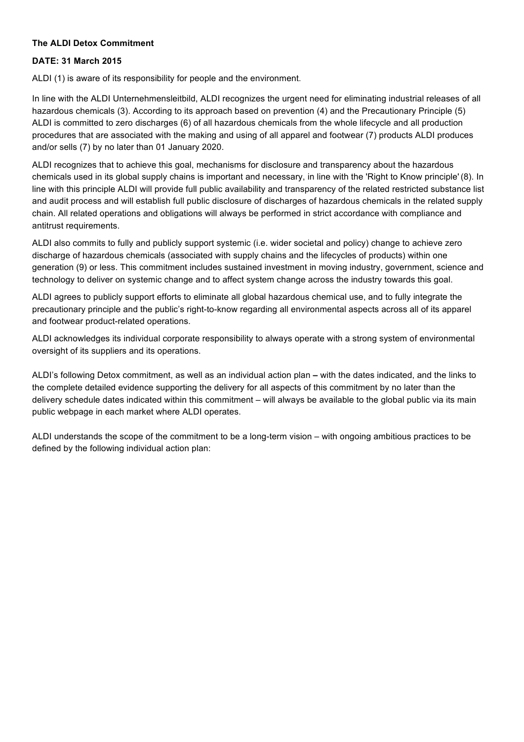**The ALDI Detox Commitment**

**DATE: 31 March 2015**

ALDI (1) is aware of its responsibility for people and the environment.

In line with the ALDI Unternehmensleitbild, ALDI recognizes the urgent need for eliminating industrial releases of all hazardous chemicals (3). According to its approach based on prevention (4) and the Precautionary Principle (5) ALDI is committed to zero discharges (6) of all hazardous chemicals from the whole lifecycle and all production procedures that are associated with the making and using of all apparel and footwear (7) products ALDI produces and/or sells (7) by no later than 01 January 2020.

ALDI recognizes that to achieve this goal, mechanisms for disclosure and transparency about the hazardous chemicals used in its global supply chains is important and necessary, in line with the 'Right to Know principle' (8). In line with this principle ALDI will provide full public availability and transparency of the related restricted substance list and audit process and will establish full public disclosure of discharges of hazardous chemicals in the related supply chain. All related operations and obligations will always be performed in strict accordance with compliance and antitrust requirements.

ALDI also commits to fully and publicly support systemic (i.e. wider societal and policy) change to achieve zero discharge of hazardous chemicals (associated with supply chains and the lifecycles of products) within one generation (9) or less. This commitment includes sustained investment in moving industry, government, science and technology to deliver on systemic change and to affect system change across the industry towards this goal.

ALDI agrees to publicly support efforts to eliminate all global hazardous chemical use, and to fully integrate the precautionary principle and the public's right-to-know regarding all environmental aspects across all of its apparel and footwear product-related operations.

ALDI acknowledges its individual corporate responsibility to always operate with a strong system of environmental oversight of its suppliers and its operations.

ALDI's following Detox commitment, as well as an individual action plan **–** with the dates indicated, and the links to the complete detailed evidence supporting the delivery for all aspects of this commitment by no later than the delivery schedule dates indicated within this commitment – will always be available to the global public via its main public webpage in each market where ALDI operates.

ALDI understands the scope of the commitment to be a long-term vision – with ongoing ambitious practices to be defined by the following individual action plan: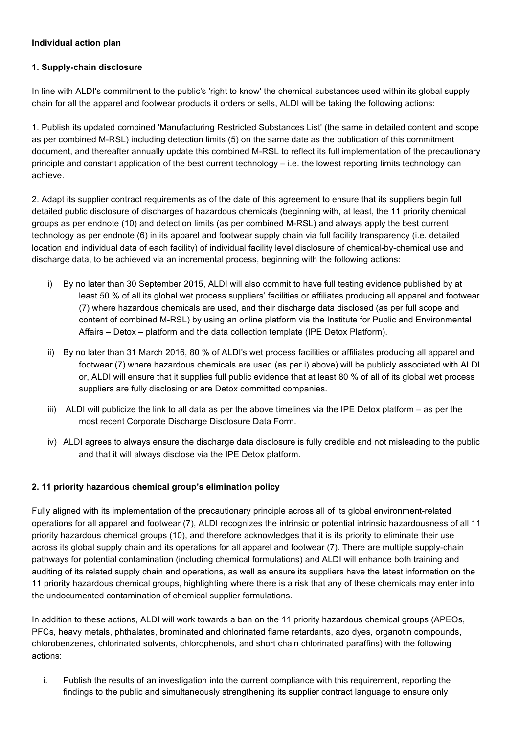**Individual action plan**

**1. Supply-chain disclosure**

In line with ALDI's commitment to the public's 'right to know' the chemical substances used within its global supply chain for all the apparel and footwear products it orders or sells, ALDI will be taking the following actions:

1. Publish its updated combined 'Manufacturing Restricted Substances List' (the same in detailed content and scope as per combined M-RSL) including detection limits (5) on the same date as the publication of this commitment document, and thereafter annually update this combined M-RSL to reflect its full implementation of the precautionary principle and constant application of the best current technology – i.e. the lowest reporting limits technology can achieve.

2. Adapt its supplier contract requirements as of the date of this agreement to ensure that its suppliers begin full detailed public disclosure of discharges of hazardous chemicals (beginning with, at least, the 11 priority chemical groups as per endnote (10) and detection limits (as per combined M-RSL) and always apply the best current technology as per endnote (6) in its apparel and footwear supply chain via full facility transparency (i.e. detailed location and individual data of each facility) of individual facility level disclosure of chemical-by-chemical use and discharge data, to be achieved via an incremental process, beginning with the following actions:

   i) By no later than 30 September 2015, ALDI will also commit to have full testing evidence published by at least 50 % of all its global wet process suppliers' facilities or affiliates producing all apparel and footwear (7) where hazardous chemicals are used, and their discharge data disclosed (as per full scope and content of combined M-RSL) by using an online platform via the Institute for Public and Environmental Affairs – Detox – platform and the data collection template (IPE Detox Platform).

   ii) By no later than 31 March 2016, 80 % of ALDI's wet process facilities or affiliates producing all apparel and footwear (7) where hazardous chemicals are used (as per i) above) will be publicly associated with ALDI or, ALDI will ensure that it supplies full public evidence that at least 80 % of all of its global wet process suppliers are fully disclosing or are Detox committed companies.

   iii) ALDI will publicize the link to all data as per the above timelines via the IPE Detox platform – as per the most recent Corporate Discharge Disclosure Data Form.

   iv) ALDI agrees to always ensure the discharge data disclosure is fully credible and not misleading to the public and that it will always disclose via the IPE Detox platform.

**2. 11 priority hazardous chemical group's elimination policy**

Fully aligned with its implementation of the precautionary principle across all of its global environment-related operations for all apparel and footwear (7), ALDI recognizes the intrinsic or potential intrinsic hazardousness of all 11 priority hazardous chemical groups (10), and therefore acknowledges that it is its priority to eliminate their use across its global supply chain and its operations for all apparel and footwear (7). There are multiple supply-chain pathways for potential contamination (including chemical formulations) and ALDI will enhance both training and auditing of its related supply chain and operations, as well as ensure its suppliers have the latest information on the 11 priority hazardous chemical groups, highlighting where there is a risk that any of these chemicals may enter into the undocumented contamination of chemical supplier formulations.

In addition to these actions, ALDI will work towards a ban on the 11 priority hazardous chemical groups (APEOs, PFCs, heavy metals, phthalates, brominated and chlorinated flame retardants, azo dyes, organotin compounds, chlorobenzenes, chlorinated solvents, chlorophenols, and short chain chlorinated paraffins) with the following actions:

i. Publish the results of an investigation into the current compliance with this requirement, reporting the findings to the public and simultaneously strengthening its supplier contract language to ensure only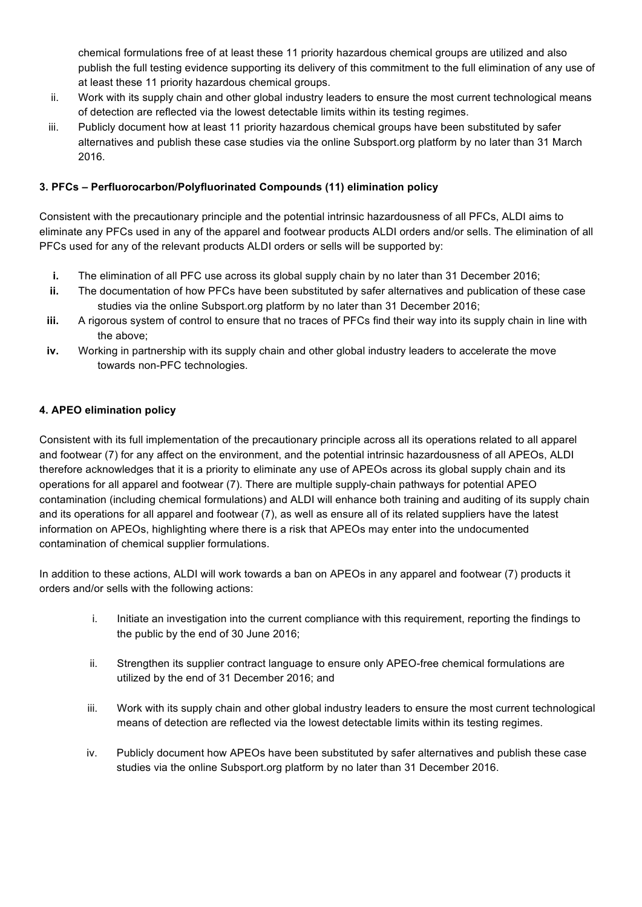chemical formulations free of at least these 11 priority hazardous chemical groups are utilized and also publish the full testing evidence supporting its delivery of this commitment to the full elimination of any use of at least these 11 priority hazardous chemical groups.

ii. Work with its supply chain and other global industry leaders to ensure the most current technological means of detection are reflected via the lowest detectable limits within its testing regimes.

iii. Publicly document how at least 11 priority hazardous chemical groups have been substituted by safer alternatives and publish these case studies via the online Subsport.org platform by no later than 31 March 2016.

**3. PFCs – Perfluorocarbon/Polyfluorinated Compounds (11) elimination policy**

Consistent with the precautionary principle and the potential intrinsic hazardousness of all PFCs, ALDI aims to eliminate any PFCs used in any of the apparel and footwear products ALDI orders and/or sells. The elimination of all PFCs used for any of the relevant products ALDI orders or sells will be supported by:

**i.** The elimination of all PFC use across its global supply chain by no later than 31 December 2016;

**ii.** The documentation of how PFCs have been substituted by safer alternatives and publication of these case studies via the online Subsport.org platform by no later than 31 December 2016;

**iii.** A rigorous system of control to ensure that no traces of PFCs find their way into its supply chain in line with the above;

**iv.** Working in partnership with its supply chain and other global industry leaders to accelerate the move towards non-PFC technologies.

**4. APEO elimination policy**

Consistent with its full implementation of the precautionary principle across all its operations related to all apparel and footwear (7) for any affect on the environment, and the potential intrinsic hazardousness of all APEOs, ALDI therefore acknowledges that it is a priority to eliminate any use of APEOs across its global supply chain and its operations for all apparel and footwear (7). There are multiple supply-chain pathways for potential APEO contamination (including chemical formulations) and ALDI will enhance both training and auditing of its supply chain and its operations for all apparel and footwear (7), as well as ensure all of its related suppliers have the latest information on APEOs, highlighting where there is a risk that APEOs may enter into the undocumented contamination of chemical supplier formulations.

In addition to these actions, ALDI will work towards a ban on APEOs in any apparel and footwear (7) products it orders and/or sells with the following actions:

i. Initiate an investigation into the current compliance with this requirement, reporting the findings to the public by the end of 30 June 2016;

ii. Strengthen its supplier contract language to ensure only APEO-free chemical formulations are utilized by the end of 31 December 2016; and

iii. Work with its supply chain and other global industry leaders to ensure the most current technological means of detection are reflected via the lowest detectable limits within its testing regimes.

iv. Publicly document how APEOs have been substituted by safer alternatives and publish these case studies via the online Subsport.org platform by no later than 31 December 2016.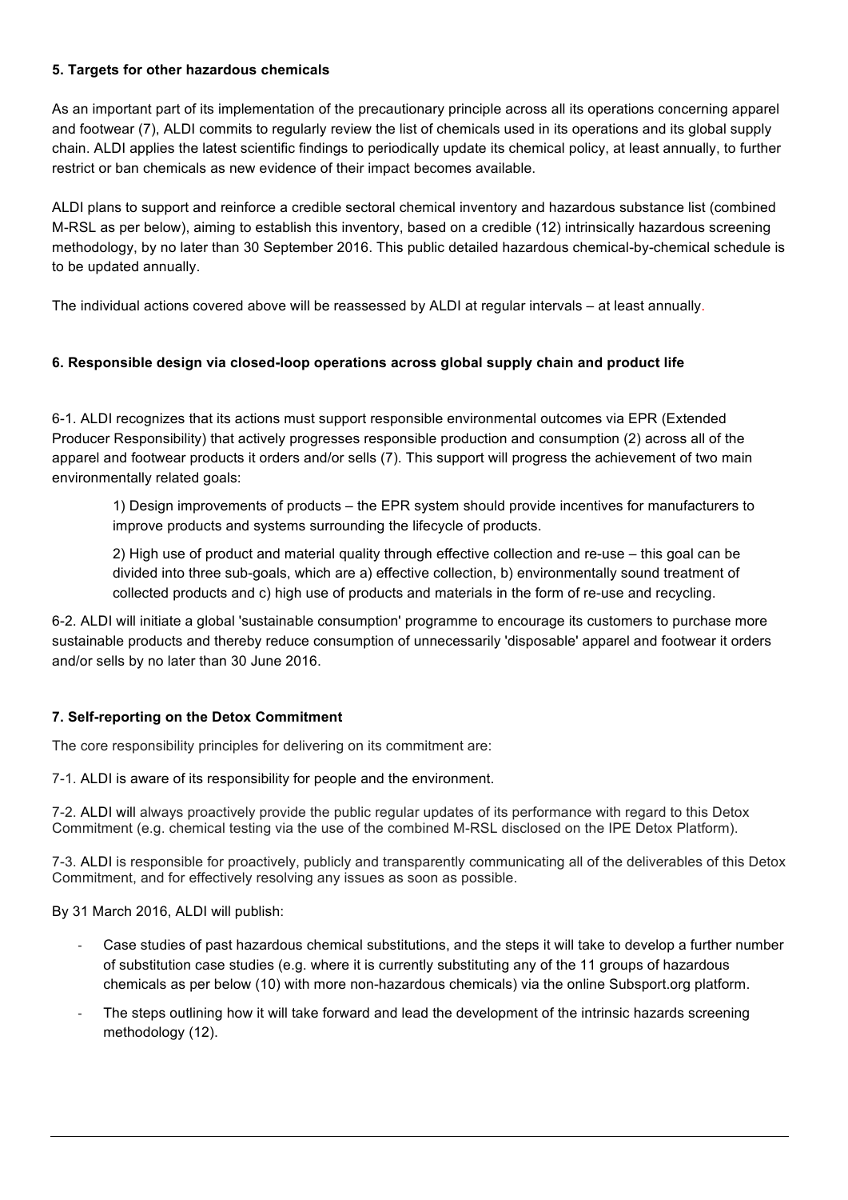### 5. Targets for other hazardous chemicals

As an important part of its implementation of the precautionary principle across all its operations concerning apparel and footwear (7), ALDI commits to regularly review the list of chemicals used in its operations and its global supply chain. ALDI applies the latest scientific findings to periodically update its chemical policy, at least annually, to further restrict or ban chemicals as new evidence of their impact becomes available.

ALDI plans to support and reinforce a credible sectoral chemical inventory and hazardous substance list (combined M-RSL as per below), aiming to establish this inventory, based on a credible (12) intrinsically hazardous screening methodology, by no later than 30 September 2016. This public detailed hazardous chemical-by-chemical schedule is to be updated annually.

The individual actions covered above will be reassessed by ALDI at regular intervals – at least annually.

### 6. Responsible design via closed-loop operations across global supply chain and product life

6-1. ALDI recognizes that its actions must support responsible environmental outcomes via EPR (Extended Producer Responsibility) that actively progresses responsible production and consumption (2) across all of the apparel and footwear products it orders and/or sells (7). This support will progress the achievement of two main environmentally related goals:

> 1) Design improvements of products – the EPR system should provide incentives for manufacturers to improve products and systems surrounding the lifecycle of products.
>
> 2) High use of product and material quality through effective collection and re-use – this goal can be divided into three sub-goals, which are a) effective collection, b) environmentally sound treatment of collected products and c) high use of products and materials in the form of re-use and recycling.

6-2. ALDI will initiate a global 'sustainable consumption' programme to encourage its customers to purchase more sustainable products and thereby reduce consumption of unnecessarily 'disposable' apparel and footwear it orders and/or sells by no later than 30 June 2016.

### 7. Self-reporting on the Detox Commitment

The core responsibility principles for delivering on its commitment are:

7-1. ALDI is aware of its responsibility for people and the environment.

7-2. ALDI will always proactively provide the public regular updates of its performance with regard to this Detox Commitment (e.g. chemical testing via the use of the combined M-RSL disclosed on the IPE Detox Platform).

7-3. ALDI is responsible for proactively, publicly and transparently communicating all of the deliverables of this Detox Commitment, and for effectively resolving any issues as soon as possible.

By 31 March 2016, ALDI will publish:

- Case studies of past hazardous chemical substitutions, and the steps it will take to develop a further number of substitution case studies (e.g. where it is currently substituting any of the 11 groups of hazardous chemicals as per below (10) with more non-hazardous chemicals) via the online Subsport.org platform.
- The steps outlining how it will take forward and lead the development of the intrinsic hazards screening methodology (12).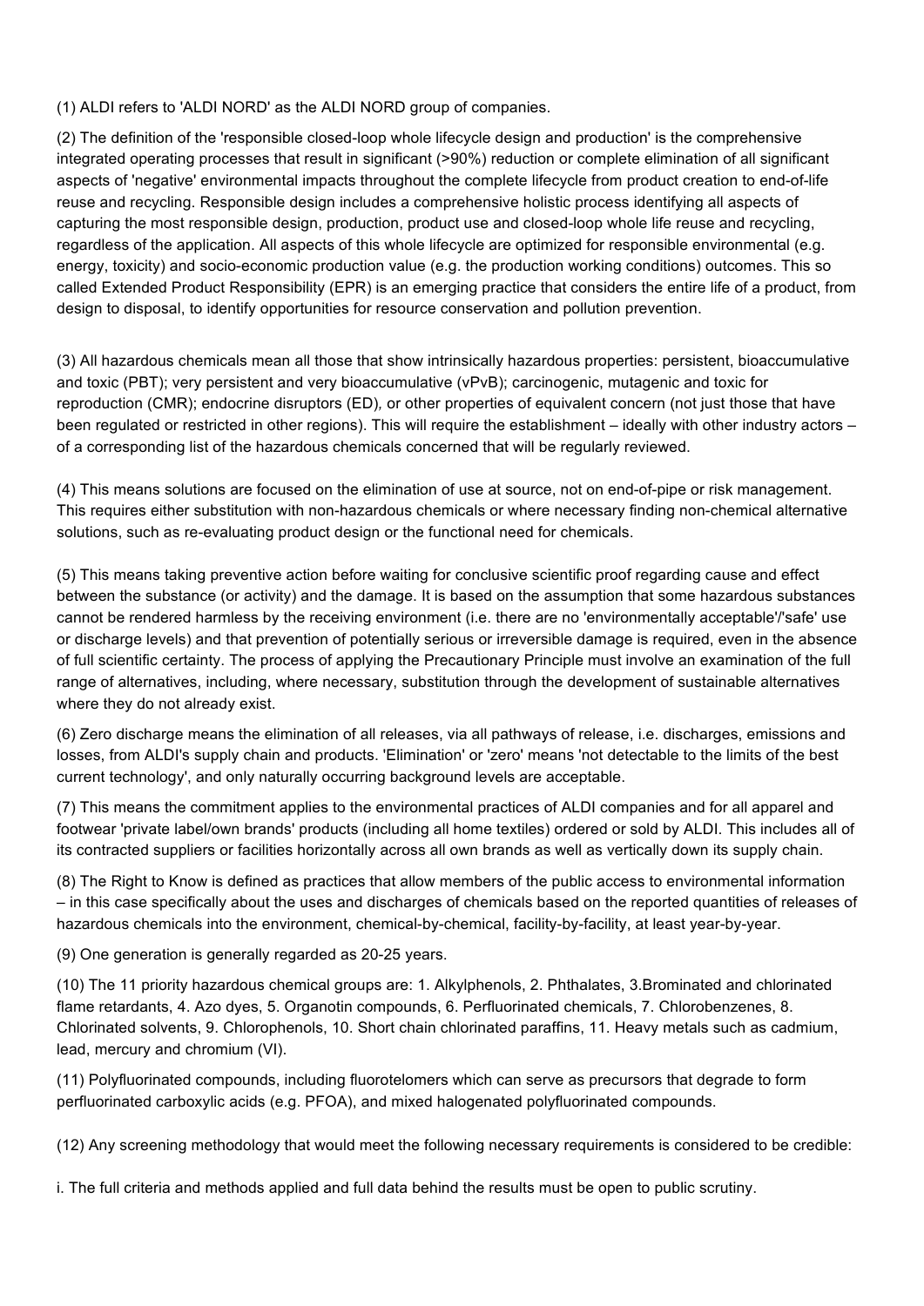(1) ALDI refers to 'ALDI NORD' as the ALDI NORD group of companies.

(2) The definition of the 'responsible closed-loop whole lifecycle design and production' is the comprehensive integrated operating processes that result in significant (>90%) reduction or complete elimination of all significant aspects of 'negative' environmental impacts throughout the complete lifecycle from product creation to end-of-life reuse and recycling. Responsible design includes a comprehensive holistic process identifying all aspects of capturing the most responsible design, production, product use and closed-loop whole life reuse and recycling, regardless of the application. All aspects of this whole lifecycle are optimized for responsible environmental (e.g. energy, toxicity) and socio-economic production value (e.g. the production working conditions) outcomes. This so called Extended Product Responsibility (EPR) is an emerging practice that considers the entire life of a product, from design to disposal, to identify opportunities for resource conservation and pollution prevention.

(3) All hazardous chemicals mean all those that show intrinsically hazardous properties: persistent, bioaccumulative and toxic (PBT); very persistent and very bioaccumulative (vPvB); carcinogenic, mutagenic and toxic for reproduction (CMR); endocrine disruptors (ED), or other properties of equivalent concern (not just those that have been regulated or restricted in other regions). This will require the establishment – ideally with other industry actors – of a corresponding list of the hazardous chemicals concerned that will be regularly reviewed.

(4) This means solutions are focused on the elimination of use at source, not on end-of-pipe or risk management. This requires either substitution with non-hazardous chemicals or where necessary finding non-chemical alternative solutions, such as re-evaluating product design or the functional need for chemicals.

(5) This means taking preventive action before waiting for conclusive scientific proof regarding cause and effect between the substance (or activity) and the damage. It is based on the assumption that some hazardous substances cannot be rendered harmless by the receiving environment (i.e. there are no 'environmentally acceptable'/'safe' use or discharge levels) and that prevention of potentially serious or irreversible damage is required, even in the absence of full scientific certainty. The process of applying the Precautionary Principle must involve an examination of the full range of alternatives, including, where necessary, substitution through the development of sustainable alternatives where they do not already exist.

(6) Zero discharge means the elimination of all releases, via all pathways of release, i.e. discharges, emissions and losses, from ALDI's supply chain and products. 'Elimination' or 'zero' means 'not detectable to the limits of the best current technology', and only naturally occurring background levels are acceptable.

(7) This means the commitment applies to the environmental practices of ALDI companies and for all apparel and footwear 'private label/own brands' products (including all home textiles) ordered or sold by ALDI. This includes all of its contracted suppliers or facilities horizontally across all own brands as well as vertically down its supply chain.

(8) The Right to Know is defined as practices that allow members of the public access to environmental information – in this case specifically about the uses and discharges of chemicals based on the reported quantities of releases of hazardous chemicals into the environment, chemical-by-chemical, facility-by-facility, at least year-by-year.

(9) One generation is generally regarded as 20-25 years.

(10) The 11 priority hazardous chemical groups are: 1. Alkylphenols, 2. Phthalates, 3.Brominated and chlorinated flame retardants, 4. Azo dyes, 5. Organotin compounds, 6. Perfluorinated chemicals, 7. Chlorobenzenes, 8. Chlorinated solvents, 9. Chlorophenols, 10. Short chain chlorinated paraffins, 11. Heavy metals such as cadmium, lead, mercury and chromium (VI).

(11) Polyfluorinated compounds, including fluorotelomers which can serve as precursors that degrade to form perfluorinated carboxylic acids (e.g. PFOA), and mixed halogenated polyfluorinated compounds.

(12) Any screening methodology that would meet the following necessary requirements is considered to be credible:

i. The full criteria and methods applied and full data behind the results must be open to public scrutiny.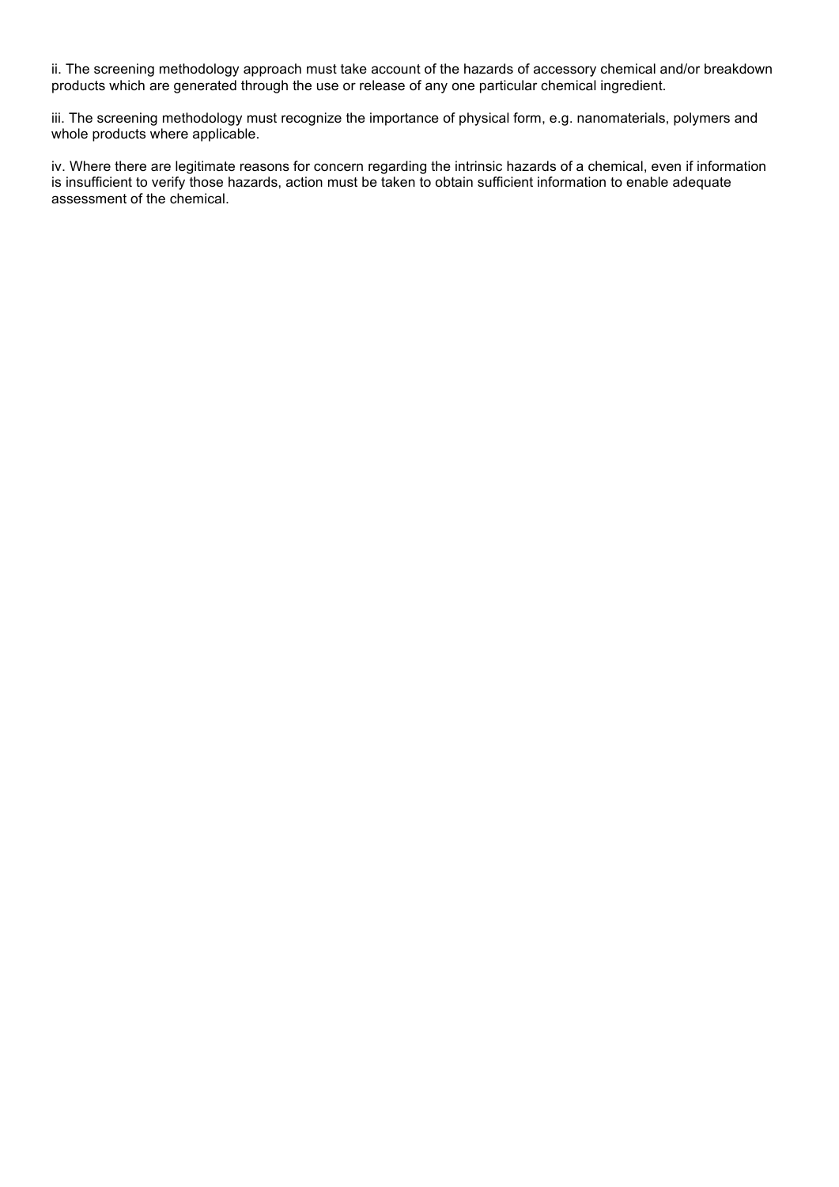ii. The screening methodology approach must take account of the hazards of accessory chemical and/or breakdown products which are generated through the use or release of any one particular chemical ingredient.

iii. The screening methodology must recognize the importance of physical form, e.g. nanomaterials, polymers and whole products where applicable.

iv. Where there are legitimate reasons for concern regarding the intrinsic hazards of a chemical, even if information is insufficient to verify those hazards, action must be taken to obtain sufficient information to enable adequate assessment of the chemical.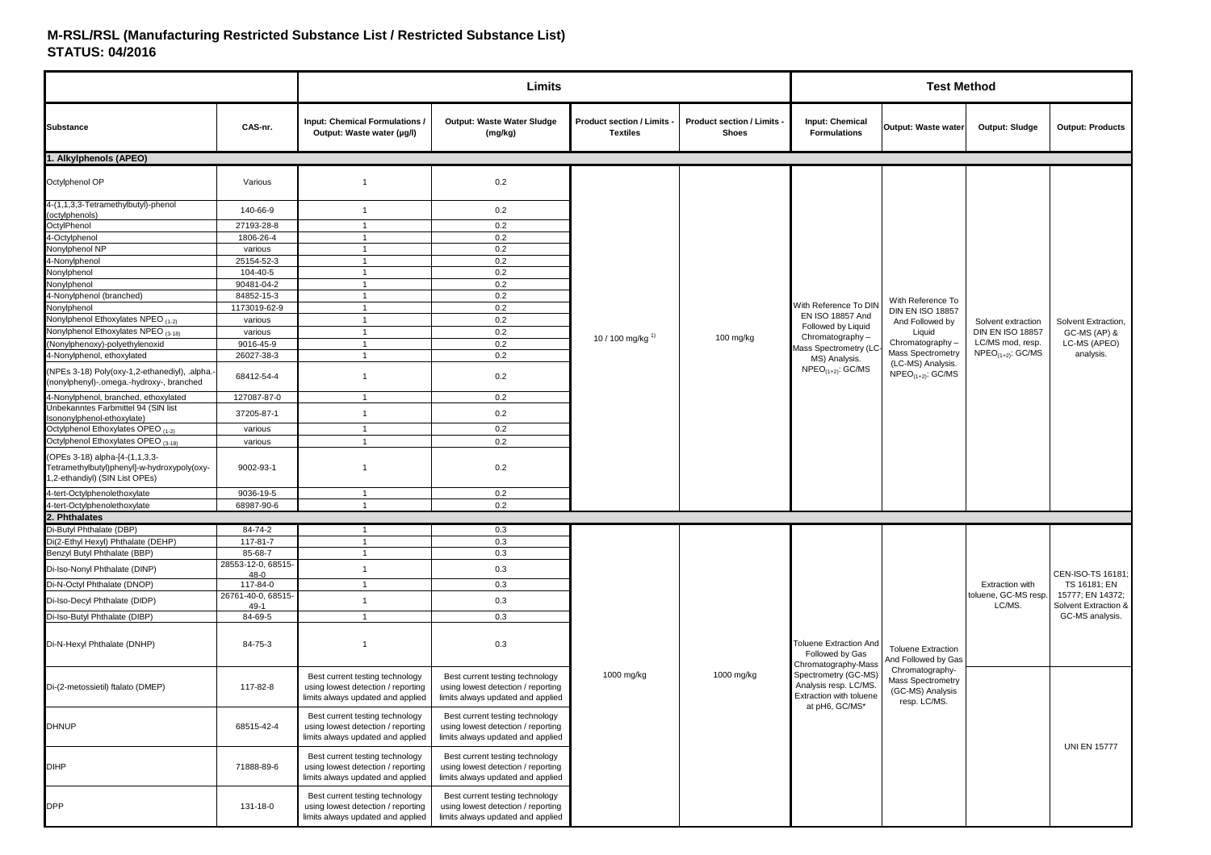# M-RSL/RSL (Manufacturing Restricted Substance List / Restricted Substance List)
# STATUS: 04/2016

| | | Limits | | | | Test Method | | | |
|---|---|---|---|---|---|---|---|---|---|
| Substance | CAS-nr. | Input: Chemical Formulations / Output: Waste water (µg/l) | Output: Waste Water Sludge (mg/kg) | Product section / Limits - Textiles | Product section / Limits - Shoes | Input: Chemical Formulations | Output: Waste water | Output: Sludge | Output: Products |
| **1. Alkylphenols (APEO)** | | | | | | | | | |
| Octylphenol OP | Various | 1 | 0.2 | 10 / 100 mg/kg [1)] | 100 mg/kg | With Reference To DIN EN ISO 18857 And Followed by Liquid Chromatography – Mass Spectrometry (LC-MS) Analysis. $NPEO_{(1+2)}$: GC/MS | With Reference To DIN EN ISO 18857 And Followed by Liquid Chromatography – Mass Spectrometry (LC-MS) Analysis. $NPEO_{(1+2)}$: GC/MS | Solvent extraction DIN EN ISO 18857 LC/MS mod, resp. $NPEO_{(1+2)}$: GC/MS | Solvent Extraction, GC-MS (AP) & LC-MS (APEO) analysis. |
| 4-(1,1,3,3-Tetramethylbutyl)-phenol (octylphenols) | 140-66-9 | 1 | 0.2 | | | | | | |
| OctylPhenol | 27193-28-8 | 1 | 0.2 | | | | | | |
| 4-Octylphenol | 1806-26-4 | 1 | 0.2 | | | | | | |
| Nonylphenol NP | various | 1 | 0.2 | | | | | | |
| 4-Nonylphenol | 25154-52-3 | 1 | 0.2 | | | | | | |
| Nonylphenol | 104-40-5 | 1 | 0.2 | | | | | | |
| Nonylphenol | 90481-04-2 | 1 | 0.2 | | | | | | |
| 4-Nonylphenol (branched) | 84852-15-3 | 1 | 0.2 | | | | | | |
| Nonylphenol | 1173019-62-9 | 1 | 0.2 | | | | | | |
| Nonylphenol Ethoxylates $NPEO_{(1-2)}$ | various | 1 | 0.2 | | | | | | |
| Nonylphenol Ethoxylates $NPEO_{(3-18)}$ | various | 1 | 0.2 | | | | | | |
| (Nonylphenoxy)-polyethylenoxid | 9016-45-9 | 1 | 0.2 | | | | | | |
| 4-Nonylphenol, ethoxylated | 26027-38-3 | 1 | 0.2 | | | | | | |
| (NPEs 3-18) Poly(oxy-1,2-ethanediyl), .alpha.-(nonylphenyl)-.omega.-hydroxy-, branched | 68412-54-4 | 1 | 0.2 | | | | | | |
| 4-Nonylphenol, branched, ethoxylated | 127087-87-0 | 1 | 0.2 | | | | | | |
| Unbekanntes Farbmittel 94 (SIN list Isononylphenol-ethoxylate) | 37205-87-1 | 1 | 0.2 | | | | | | |
| Octylphenol Ethoxylates $OPEO_{(1-2)}$ | various | 1 | 0.2 | | | | | | |
| Octylphenol Ethoxylates $OPEO_{(3-18)}$ | various | 1 | 0.2 | | | | | | |
| (OPEs 3-18) alpha-[4-(1,1,3,3-Tetramethylbutyl)phenyl]-w-hydroxypoly(oxy-1,2-ethandiyl) (SIN List OPEs) | 9002-93-1 | 1 | 0.2 | | | | | | |
| 4-tert-Octylphenolethoxylate | 9036-19-5 | 1 | 0.2 | | | | | | |
| 4-tert-Octylphenolethoxylate | 68987-90-6 | 1 | 0.2 | | | | | | |
| **2. Phthalates** | | | | | | | | | |
| Di-Butyl Phthalate (DBP) | 84-74-2 | 1 | 0.3 | 1000 mg/kg | 1000 mg/kg | Toluene Extraction And Followed by Gas Chromatography-Mass Spectrometry (GC-MS) Analysis resp. LC/MS. Extraction with toluene at pH6, GC/MS* | Toluene Extraction And Followed by Gas Chromatography-Mass Spectrometry (GC-MS) Analysis resp. LC/MS. | Extraction with toluene, GC-MS resp. LC/MS. | CEN-ISO-TS 16181; TS 16181; EN 15777; EN 14372; Solvent Extraction & GC-MS analysis. |
| Di(2-Ethyl Hexyl) Phthalate (DEHP) | 117-81-7 | 1 | 0.3 | | | | | | |
| Benzyl Butyl Phthalate (BBP) | 85-68-7 | 1 | 0.3 | | | | | | |
| Di-Iso-Nonyl Phthalate (DINP) | 28553-12-0, 68515-48-0 | 1 | 0.3 | | | | | | |
| Di-N-Octyl Phthalate (DNOP) | 117-84-0 | 1 | 0.3 | | | | | | |
| Di-Iso-Decyl Phthalate (DIDP) | 26761-40-0, 68515-49-1 | 1 | 0.3 | | | | | | |
| Di-Iso-Butyl Phthalate (DIBP) | 84-69-5 | 1 | 0.3 | | | | | | |
| Di-N-Hexyl Phthalate (DNHP) | 84-75-3 | 1 | 0.3 | | | | | | |
| Di-(2-metossietil) ftalato (DMEP) | 117-82-8 | Best current testing technology using lowest detection / reporting limits always updated and applied | Best current testing technology using lowest detection / reporting limits always updated and applied | | | | | | UNI EN 15777 |
| DHNUP | 68515-42-4 | Best current testing technology using lowest detection / reporting limits always updated and applied | Best current testing technology using lowest detection / reporting limits always updated and applied | | | | | | |
| DIHP | 71888-89-6 | Best current testing technology using lowest detection / reporting limits always updated and applied | Best current testing technology using lowest detection / reporting limits always updated and applied | | | | | | |
| DPP | 131-18-0 | Best current testing technology using lowest detection / reporting limits always updated and applied | Best current testing technology using lowest detection / reporting limits always updated and applied | | | | | | |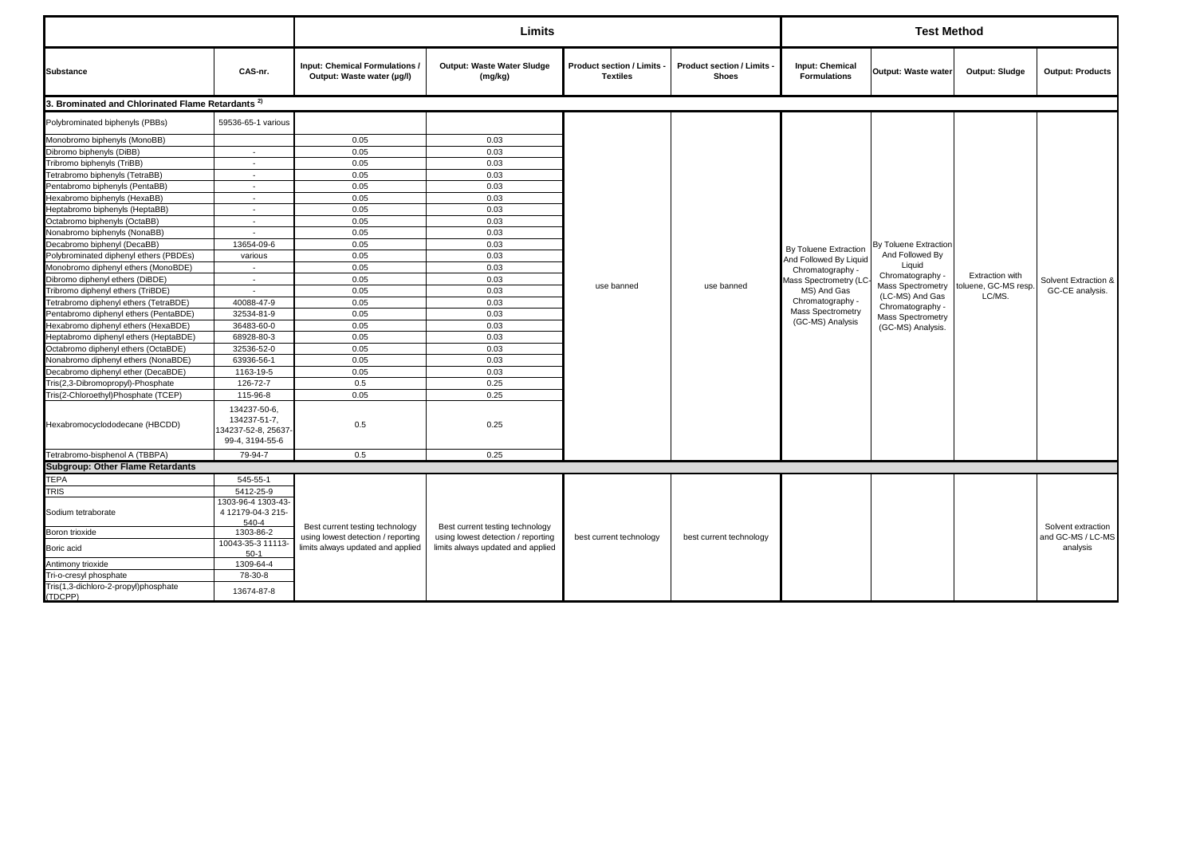| | | Limits | | | | Test Method | | | |
|---|---|---|---|---|---|---|---|---|---|
| Substance | CAS-nr. | Input: Chemical Formulations / Output: Waste water (µg/l) | Output: Waste Water Sludge (mg/kg) | Product section / Limits - Textiles | Product section / Limits - Shoes | Input: Chemical Formulations | Output: Waste water | Output: Sludge | Output: Products |
| **3. Brominated and Chlorinated Flame Retardants [2)]** | | | | | | | | | |
| Polybrominated biphenyls (PBBs) | 59536-65-1 various | | | use banned | use banned | By Toluene Extraction And Followed By Liquid Chromatography - Mass Spectrometry (LC-MS) And Gas Chromatography - Mass Spectrometry (GC-MS) Analysis | By Toluene Extraction And Followed By Liquid Chromatography - Mass Spectrometry (LC-MS) And Gas Chromatography - Mass Spectrometry (GC-MS) Analysis. | Extraction with toluene, GC-MS resp. LC/MS. | Solvent Extraction & GC-CE analysis. |
| Monobromo biphenyls (MonoBB) | | 0.05 | 0.03 | | | | | | |
| Dibromo biphenyls (DiBB) | - | 0.05 | 0.03 | | | | | | |
| Tribromo biphenyls (TriBB) | - | 0.05 | 0.03 | | | | | | |
| Tetrabromo biphenyls (TetraBB) | - | 0.05 | 0.03 | | | | | | |
| Pentabromo biphenyls (PentaBB) | - | 0.05 | 0.03 | | | | | | |
| Hexabromo biphenyls (HexaBB) | - | 0.05 | 0.03 | | | | | | |
| Heptabromo biphenyls (HeptaBB) | - | 0.05 | 0.03 | | | | | | |
| Octabromo biphenyls (OctaBB) | - | 0.05 | 0.03 | | | | | | |
| Nonabromo biphenyls (NonaBB) | - | 0.05 | 0.03 | | | | | | |
| Decabromo biphenyl (DecaBB) | 13654-09-6 | 0.05 | 0.03 | | | | | | |
| Polybrominated diphenyl ethers (PBDEs) | various | 0.05 | 0.03 | | | | | | |
| Monobromo diphenyl ethers (MonoBDE) | - | 0.05 | 0.03 | | | | | | |
| Dibromo diphenyl ethers (DiBDE) | - | 0.05 | 0.03 | | | | | | |
| Tribromo diphenyl ethers (TriBDE) | - | 0.05 | 0.03 | | | | | | |
| Tetrabromo diphenyl ethers (TetraBDE) | 40088-47-9 | 0.05 | 0.03 | | | | | | |
| Pentabromo diphenyl ethers (PentaBDE) | 32534-81-9 | 0.05 | 0.03 | | | | | | |
| Hexabromo diphenyl ethers (HexaBDE) | 36483-60-0 | 0.05 | 0.03 | | | | | | |
| Heptabromo diphenyl ethers (HeptaBDE) | 68928-80-3 | 0.05 | 0.03 | | | | | | |
| Octabromo diphenyl ethers (OctaBDE) | 32536-52-0 | 0.05 | 0.03 | | | | | | |
| Nonabromo diphenyl ethers (NonaBDE) | 63936-56-1 | 0.05 | 0.03 | | | | | | |
| Decabromo diphenyl ether (DecaBDE) | 1163-19-5 | 0.05 | 0.03 | | | | | | |
| Tris(2,3-Dibromopropyl)-Phosphate | 126-72-7 | 0.5 | 0.25 | | | | | | |
| Tris(2-Chloroethyl)Phosphate (TCEP) | 115-96-8 | 0.05 | 0.25 | | | | | | |
| Hexabromocyclododecane (HBCDD) | 134237-50-6, 134237-51-7, 134237-52-8, 25637-99-4, 3194-55-6 | 0.5 | 0.25 | | | | | | |
| Tetrabromo-bisphenol A (TBBPA) | 79-94-7 | 0.5 | 0.25 | | | | | | |
| **Subgroup: Other Flame Retardants** | | | | | | | | | |
| TEPA | 545-55-1 | Best current testing technology using lowest detection / reporting limits always updated and applied | Best current testing technology using lowest detection / reporting limits always updated and applied | best current technology | best current technology | | | | Solvent extraction and GC-MS / LC-MS analysis |
| TRIS | 5412-25-9 | | | | | | | | |
| Sodium tetraborate | 1303-96-4 1303-43-4 12179-04-3 215-540-4 | | | | | | | | |
| Boron trioxide | 1303-86-2 | | | | | | | | |
| Boric acid | 10043-35-3 11113-50-1 | | | | | | | | |
| Antimony trioxide | 1309-64-4 | | | | | | | | |
| Tri-o-cresyl phosphate | 78-30-8 | | | | | | | | |
| Tris(1,3-dichloro-2-propyl)phosphate (TDCPP) | 13674-87-8 | | | | | | | | |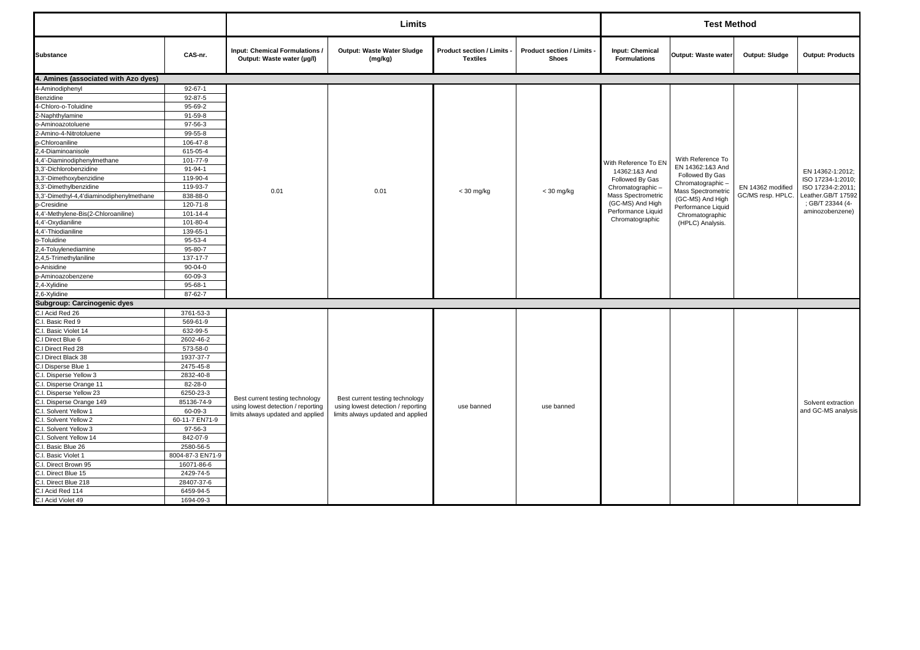| | | Limits | | | | Test Method | | | |
|---|---|---|---|---|---|---|---|---|---|
| **Substance** | **CAS-nr.** | **Input: Chemical Formulations / Output: Waste water (µg/l)** | **Output: Waste Water Sludge (mg/kg)** | **Product section / Limits - Textiles** | **Product section / Limits - Shoes** | **Input: Chemical Formulations** | **Output: Waste water** | **Output: Sludge** | **Output: Products** |
| **4. Amines (associated with Azo dyes)** | | | | | | | | | |
| 4-Aminodiphenyl | 92-67-1 | 0.01 | 0.01 | < 30 mg/kg | < 30 mg/kg | With Reference To EN 14362:1&3 And Followed By Gas Chromatographic – Mass Spectrometric (GC-MS) And High Performance Liquid Chromatographic | With Reference To EN 14362:1&3 And Followed By Gas Chromatographic – Mass Spectrometric (GC-MS) And High Performance Liquid Chromatographic (HPLC) Analysis. | EN 14362 modified GC/MS resp. HPLC. | EN 14362-1:2012; ISO 17234-1:2010; ISO 17234-2:2011; Leather.GB/T 17592 ; GB/T 23344 (4-aminozobenzene) |
| Benzidine | 92-87-5 | | | | | | | | |
| 4-Chloro-o-Toluidine | 95-69-2 | | | | | | | | |
| 2-Naphthylamine | 91-59-8 | | | | | | | | |
| o-Aminoazotoluene | 97-56-3 | | | | | | | | |
| 2-Amino-4-Nitrotoluene | 99-55-8 | | | | | | | | |
| p-Chloroaniline | 106-47-8 | | | | | | | | |
| 2,4-Diaminoanisole | 615-05-4 | | | | | | | | |
| 4,4'-Diaminodiphenylmethane | 101-77-9 | | | | | | | | |
| 3,3'-Dichlorobenzidine | 91-94-1 | | | | | | | | |
| 3,3'-Dimethoxybenzidine | 119-90-4 | | | | | | | | |
| 3,3'-Dimethylbenzidine | 119-93-7 | | | | | | | | |
| 3,3'-Dimethyl-4,4'diaminodiphenylmethane | 838-88-0 | | | | | | | | |
| p-Cresidine | 120-71-8 | | | | | | | | |
| 4,4'-Methylene-Bis(2-Chloroaniline) | 101-14-4 | | | | | | | | |
| 4,4'-Oxydianiline | 101-80-4 | | | | | | | | |
| 4,4'-Thiodianiline | 139-65-1 | | | | | | | | |
| o-Toluidine | 95-53-4 | | | | | | | | |
| 2,4-Toluylenediamine | 95-80-7 | | | | | | | | |
| 2,4,5-Trimethylaniline | 137-17-7 | | | | | | | | |
| o-Anisidine | 90-04-0 | | | | | | | | |
| p-Aminoazobenzene | 60-09-3 | | | | | | | | |
| 2,4-Xylidine | 95-68-1 | | | | | | | | |
| 2,6-Xylidine | 87-62-7 | | | | | | | | |
| **Subgroup: Carcinogenic dyes** | | | | | | | | | |
| C.I Acid Red 26 | 3761-53-3 | Best current testing technology using lowest detection / reporting limits always updated and applied | Best current testing technology using lowest detection / reporting limits always updated and applied | use banned | use banned | | | | Solvent extraction and GC-MS analysis |
| C.I. Basic Red 9 | 569-61-9 | | | | | | | | |
| C.I. Basic Violet 14 | 632-99-5 | | | | | | | | |
| C.I Direct Blue 6 | 2602-46-2 | | | | | | | | |
| C.I Direct Red 28 | 573-58-0 | | | | | | | | |
| C.I Direct Black 38 | 1937-37-7 | | | | | | | | |
| C.I Disperse Blue 1 | 2475-45-8 | | | | | | | | |
| C.I. Disperse Yellow 3 | 2832-40-8 | | | | | | | | |
| C.I. Disperse Orange 11 | 82-28-0 | | | | | | | | |
| C.I. Disperse Yellow 23 | 6250-23-3 | | | | | | | | |
| C.I. Disperse Orange 149 | 85136-74-9 | | | | | | | | |
| C.I. Solvent Yellow 1 | 60-09-3 | | | | | | | | |
| C.I. Solvent Yellow 2 | 60-11-7 EN71-9 | | | | | | | | |
| C.I. Solvent Yellow 3 | 97-56-3 | | | | | | | | |
| C.I. Solvent Yellow 14 | 842-07-9 | | | | | | | | |
| C.I. Basic Blue 26 | 2580-56-5 | | | | | | | | |
| C.I. Basic Violet 1 | 8004-87-3 EN71-9 | | | | | | | | |
| C.I. Direct Brown 95 | 16071-86-6 | | | | | | | | |
| C.I. Direct Blue 15 | 2429-74-5 | | | | | | | | |
| C.I. Direct Blue 218 | 28407-37-6 | | | | | | | | |
| C.I Acid Red 114 | 6459-94-5 | | | | | | | | |
| C.I Acid Violet 49 | 1694-09-3 | | | | | | | | |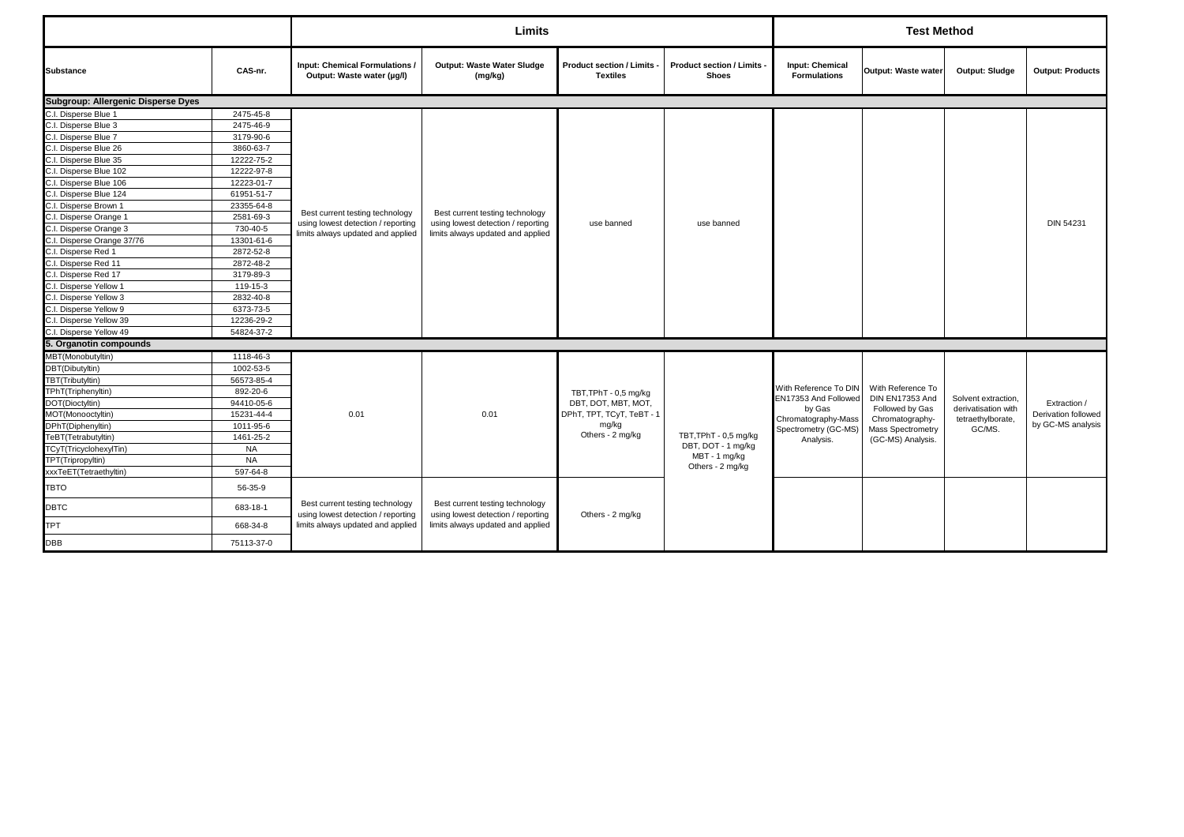| | | Limits | | | | Test Method | | | |
|---|---|---|---|---|---|---|---|---|---|
| Substance | CAS-nr. | Input: Chemical Formulations / Output: Waste water (µg/l) | Output: Waste Water Sludge (mg/kg) | Product section / Limits - Textiles | Product section / Limits - Shoes | Input: Chemical Formulations | Output: Waste water | Output: Sludge | Output: Products |
| **Subgroup: Allergenic Disperse Dyes** | | | | | | | | | |
| C.I. Disperse Blue 1 | 2475-45-8 | Best current testing technology using lowest detection / reporting limits always updated and applied | Best current testing technology using lowest detection / reporting limits always updated and applied | use banned | use banned | | | | DIN 54231 |
| C.I. Disperse Blue 3 | 2475-46-9 | | | | | | | | |
| C.I. Disperse Blue 7 | 3179-90-6 | | | | | | | | |
| C.I. Disperse Blue 26 | 3860-63-7 | | | | | | | | |
| C.I. Disperse Blue 35 | 12222-75-2 | | | | | | | | |
| C.I. Disperse Blue 102 | 12222-97-8 | | | | | | | | |
| C.I. Disperse Blue 106 | 12223-01-7 | | | | | | | | |
| C.I. Disperse Blue 124 | 61951-51-7 | | | | | | | | |
| C.I. Disperse Brown 1 | 23355-64-8 | | | | | | | | |
| C.I. Disperse Orange 1 | 2581-69-3 | | | | | | | | |
| C.I. Disperse Orange 3 | 730-40-5 | | | | | | | | |
| C.I. Disperse Orange 37/76 | 13301-61-6 | | | | | | | | |
| C.I. Disperse Red 1 | 2872-52-8 | | | | | | | | |
| C.I. Disperse Red 11 | 2872-48-2 | | | | | | | | |
| C.I. Disperse Red 17 | 3179-89-3 | | | | | | | | |
| C.I. Disperse Yellow 1 | 119-15-3 | | | | | | | | |
| C.I. Disperse Yellow 3 | 2832-40-8 | | | | | | | | |
| C.I. Disperse Yellow 9 | 6373-73-5 | | | | | | | | |
| C.I. Disperse Yellow 39 | 12236-29-2 | | | | | | | | |
| C.I. Disperse Yellow 49 | 54824-37-2 | | | | | | | | |
| **5. Organotin compounds** | | | | | | | | | |
| MBT(Monobutyltin) | 1118-46-3 | 0.01 | 0.01 | TBT,TPhT - 0,5 mg/kg DBT, DOT, MBT, MOT, DPhT, TPT, TCyT, TeBT - 1 mg/kg Others - 2 mg/kg | TBT,TPhT - 0,5 mg/kg DBT, DOT - 1 mg/kg MBT - 1 mg/kg Others - 2 mg/kg | With Reference To DIN EN17353 And Followed by Gas Chromatography-Mass Spectrometry (GC-MS) Analysis. | With Reference To DIN EN17353 And Followed by Gas Chromatography-Mass Spectrometry (GC-MS) Analysis. | Solvent extraction, derivatisation with tetraethylborate, GC/MS. | Extraction / Derivation followed by GC-MS analysis |
| DBT(Dibutyltin) | 1002-53-5 | | | | | | | | |
| TBT(Tributyltin) | 56573-85-4 | | | | | | | | |
| TPhT(Triphenyltin) | 892-20-6 | | | | | | | | |
| DOT(Dioctyltin) | 94410-05-6 | | | | | | | | |
| MOT(Monooctyltin) | 15231-44-4 | | | | | | | | |
| DPhT(Diphenyltin) | 1011-95-6 | | | | | | | | |
| TeBT(Tetrabutyltin) | 1461-25-2 | | | | | | | | |
| TCyT(TricyclohexylTin) | NA | | | | | | | | |
| TPT(Tripropyltin) | NA | | | | | | | | |
| xxxTeET(Tetraethyltin) | 597-64-8 | | | | | | | | |
| TBTO | 56-35-9 | Best current testing technology using lowest detection / reporting limits always updated and applied | Best current testing technology using lowest detection / reporting limits always updated and applied | Others - 2 mg/kg | | | | | |
| DBTC | 683-18-1 | | | | | | | | |
| TPT | 668-34-8 | | | | | | | | |
| DBB | 75113-37-0 | | | | | | | | |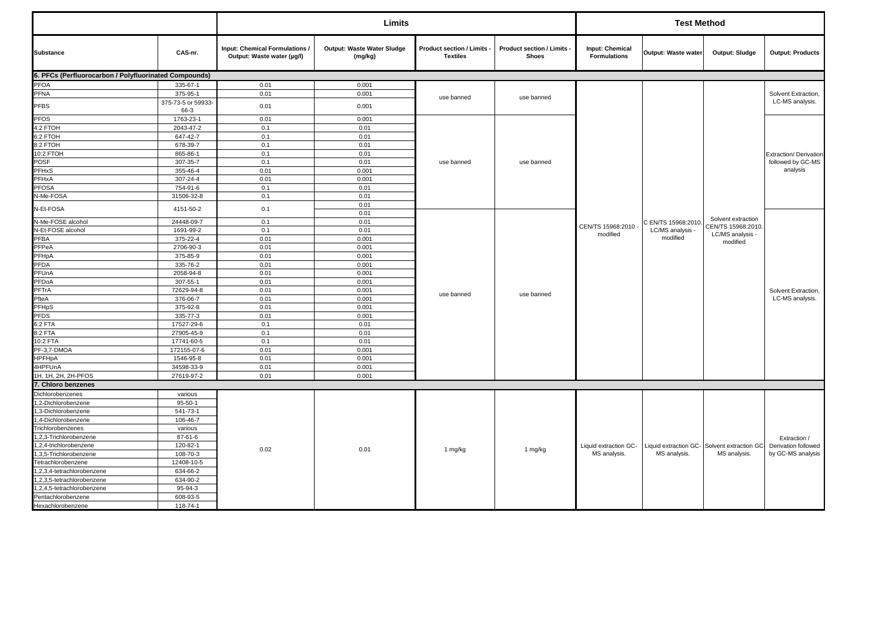| | | Limits | | | | Test Method | | | |
|---|---|---|---|---|---|---|---|---|---|
| Substance | CAS-nr. | Input: Chemical Formulations / Output: Waste water (µg/l) | Output: Waste Water Sludge (mg/kg) | Product section / Limits - Textiles | Product section / Limits - Shoes | Input: Chemical Formulations | Output: Waste water | Output: Sludge | Output: Products |
| **6. PFCs (Perfluorocarbon / Polyfluorinated Compounds)** | | | | | | | | | |
| PFOA | 335-67-1 | 0.01 | 0.001 | use banned | use banned | CEN/TS 15968:2010 - modified | C EN/TS 15968:2010. LC/MS analysis - modified | Solvent extraction CEN/TS 15968:2010. LC/MS analysis - modified | Solvent Extraction, LC-MS analysis. |
| PFNA | 375-95-1 | 0.01 | 0.001 | | | | | | |
| PFBS | 375-73-5 or 59933-66-3 | 0.01 | 0.001 | | | | | | |
| PFOS | 1763-23-1 | 0.01 | 0.001 | use banned | use banned | | | | Extraction/ Derivation followed by GC-MS analysis |
| 4:2 FTOH | 2043-47-2 | 0.1 | 0.01 | | | | | | |
| 6:2 FTOH | 647-42-7 | 0.1 | 0.01 | | | | | | |
| 8:2 FTOH | 678-39-7 | 0.1 | 0.01 | | | | | | |
| 10:2 FTOH | 865-86-1 | 0.1 | 0.01 | | | | | | |
| POSF | 307-35-7 | 0.1 | 0.01 | | | | | | |
| PFHxS | 355-46-4 | 0.01 | 0.001 | | | | | | |
| PFHxA | 307-24-4 | 0.01 | 0.001 | | | | | | |
| PFOSA | 754-91-6 | 0.1 | 0.01 | | | | | | |
| N-Me-FOSA | 31506-32-8 | 0.1 | 0.01 | | | | | | |
| N-Et-FOSA | 4151-50-2 | 0.1 | 0.01 | | | | | | |
| | | | 0.01 | use banned | use banned | | | | Solvent Extraction, LC-MS analysis. |
| N-Me-FOSE alcohol | 24448-09-7 | 0.1 | 0.01 | | | | | | |
| N-Et-FOSE alcohol | 1691-99-2 | 0.1 | 0.01 | | | | | | |
| PFBA | 375-22-4 | 0.01 | 0.001 | | | | | | |
| PFPeA | 2706-90-3 | 0.01 | 0.001 | | | | | | |
| PFHpA | 375-85-9 | 0.01 | 0.001 | | | | | | |
| PFDA | 335-76-2 | 0.01 | 0.001 | | | | | | |
| PFUnA | 2058-94-8 | 0.01 | 0.001 | | | | | | |
| PFDoA | 307-55-1 | 0.01 | 0.001 | | | | | | |
| PFTrA | 72629-94-8 | 0.01 | 0.001 | | | | | | |
| PfteA | 376-06-7 | 0.01 | 0.001 | | | | | | |
| PFHpS | 375-92-8 | 0.01 | 0.001 | | | | | | |
| PFDS | 335-77-3 | 0.01 | 0.001 | | | | | | |
| 6:2 FTA | 17527-29-6 | 0.1 | 0.01 | | | | | | |
| 8:2 FTA | 27905-45-9 | 0.1 | 0.01 | | | | | | |
| 10:2 FTA | 17741-60-5 | 0.1 | 0.01 | | | | | | |
| PF-3,7-DMOA | 172155-07-6 | 0.01 | 0.001 | | | | | | |
| HPFHpA | 1546-95-8 | 0.01 | 0.001 | | | | | | |
| 4HPFUnA | 34598-33-9 | 0.01 | 0.001 | | | | | | |
| 1H, 1H, 2H, 2H-PFOS | 27619-97-2 | 0.01 | 0.001 | | | | | | |
| **7. Chloro benzenes** | | | | | | | | | |
| Dichlorobenzenes | various | 0.02 | 0.01 | 1 mg/kg | 1 mg/kg | Liquid extraction GC-MS analysis. | Liquid extraction GC-MS analysis. | Solvent extraction GC-MS analysis. | Extraction / Derivation followed by GC-MS analysis |
| 1,2-Dichlorobenzene | 95-50-1 | | | | | | | | |
| 1,3-Dichlorobenzene | 541-73-1 | | | | | | | | |
| 1,4-Dichlorobenzene | 106-46-7 | | | | | | | | |
| Trichlorobenzenes | various | | | | | | | | |
| 1,2,3-Trichlorobenzene | 87-61-6 | | | | | | | | |
| 1,2,4-trichlorobenzene | 120-82-1 | | | | | | | | |
| 1,3,5-Trichlorobenzene | 108-70-3 | | | | | | | | |
| Tetrachlorobenzene | 12408-10-5 | | | | | | | | |
| 1,2,3,4-tetrachlorobenzene | 634-66-2 | | | | | | | | |
| 1,2,3,5-tetrachlorobenzene | 634-90-2 | | | | | | | | |
| 1,2,4,5-tetrachlorobenzene | 95-94-3 | | | | | | | | |
| Pentachlorobenzene | 608-93-5 | | | | | | | | |
| Hexachlorobenzene | 118-74-1 | | | | | | | | |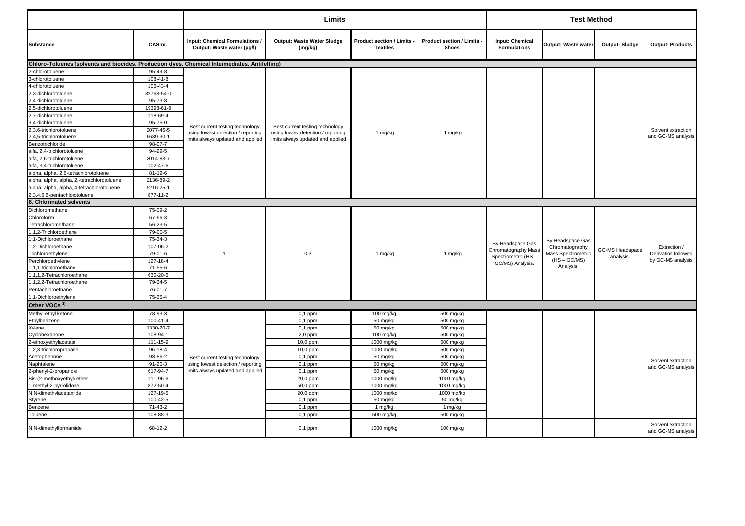| Substance | CAS-nr. | Limits | | | | Test Method | | | |
|---|---|---|---|---|---|---|---|---|---|
| | | Input: Chemical Formulations / Output: Waste water (µg/l) | Output: Waste Water Sludge (mg/kg) | Product section / Limits - Textiles | Product section / Limits - Shoes | Input: Chemical Formulations | Output: Waste water | Output: Sludge | Output: Products |
| **Chloro-Toluenes (solvents and biocides. Production dyes. Chemical Intermediates. Antifelting)** | | | | | | | | | |
| 2-chlorotoluene | 95-49-8 | Best current testing technology using lowest detection / reporting limits always updated and applied | Best current testing technology using lowest detection / reporting limits always updated and applied | 1 mg/kg | 1 mg/kg | | | | Solvent extraction and GC-MS analysis |
| 3-chlorotoluene | 108-41-8 | | | | | | | | |
| 4-chlorotoluene | 106-43-4 | | | | | | | | |
| 2,3-dichlorotoluene | 32768-54-0 | | | | | | | | |
| 2,4-dichlorotoluene | 95-73-8 | | | | | | | | |
| 2,5-dichlorotoluene | 19398-61-9 | | | | | | | | |
| 2,7-dichlorotoluene | 118-69-4 | | | | | | | | |
| 3,4-dichlorotoluene | 95-75-0 | | | | | | | | |
| 2,3,6-trichlorotoluene | 2077-46-5 | | | | | | | | |
| 2,4,5-trichlorotoluene | 6639-30-1 | | | | | | | | |
| Benzotrichloride | 98-07-7 | | | | | | | | |
| alfa, 2,4-trichlorotoluene | 94-99-5 | | | | | | | | |
| alfa, 2,6-trichlorotoluene | 2014-83-7 | | | | | | | | |
| alfa, 3,4-trichlorotoluene | 102-47-6 | | | | | | | | |
| alpha, alpha, 2,6-tetrachlorotoluene | 81-19-6 | | | | | | | | |
| alpha, alpha, alpha, 2,-tetrachlorotoluene | 2136-89-2 | | | | | | | | |
| alpha, alpha, alpha, 4-tetrachlorotoluene | 5216-25-1 | | | | | | | | |
| 2,3,4,5,6-pentachlorotoluene | 877-11-2 | | | | | | | | |
| **8. Chlorinated solvents** | | | | | | | | | |
| Dichloromethane | 75-09-2 | 1 | 0.3 | 1 mg/kg | 1 mg/kg | By Headspace Gas Chromatography Mass Spectrometric (HS – GC/MS) Analysis. | By Headspace Gas Chromatography Mass Spectrometric (HS – GC/MS) Analysis. | GC-MS Headspace analysis. | Extraction / Derivation followed by GC-MS analysis |
| Chloroform | 67-66-3 | | | | | | | | |
| Tetrachloromethane | 56-23-5 | | | | | | | | |
| 1,1,2-Trichloroethane | 79-00-5 | | | | | | | | |
| 1,1-Dichloroethane | 75-34-3 | | | | | | | | |
| 1,2-Dichloroethane | 107-06-2 | | | | | | | | |
| Trichloroethylene | 79-01-6 | | | | | | | | |
| Perchloroethylene | 127-18-4 | | | | | | | | |
| 1,1,1-trichloroethane | 71-55-6 | | | | | | | | |
| 1,1,1,2-Tetrachloroethane | 630-20-6 | | | | | | | | |
| 1,1,2,2-Tetrachloroethane | 79-34-5 | | | | | | | | |
| Pentachloroethane | 76-01-7 | | | | | | | | |
| 1,1-Dichloroethylene | 75-35-4 | | | | | | | | |
| **Other VOCs [3)]** | | | | | | | | | |
| Methyl-ethyl ketone | 78-93-3 | Best current testing technology using lowest detection / reporting limits always updated and applied | 0,1 ppm | 100 mg/kg | 500 mg/kg | | | | Solvent extraction and GC-MS analysis |
| Ethylbenzene | 100-41-4 | | 0,1 ppm | 50 mg/kg | 500 mg/kg | | | | |
| Xylene | 1330-20-7 | | 0,1 ppm | 50 mg/kg | 500 mg/kg | | | | |
| Cyclohexanone | 108-94-1 | | 2,0 ppm | 100 mg/kg | 500 mg/kg | | | | |
| 2-ethoxyethylacetate | 111-15-9 | | 10,0 ppm | 1000 mg/kg | 500 mg/kg | | | | |
| 1,2,3-trichloropropane | 96-18-4 | | 10,0 ppm | 1000 mg/kg | 500 mg/kg | | | | |
| Acetophenone | 98-86-2 | | 0,1 ppm | 50 mg/kg | 500 mg/kg | | | | |
| Naphtalene | 91-20-3 | | 0,1 ppm | 50 mg/kg | 500 mg/kg | | | | |
| 2-phenyl-2-propanole | 617-94-7 | | 0,1 ppm | 50 mg/kg | 500 mg/kg | | | | |
| Bis-(2-methoxyethyl) ether | 111-96-6 | | 20,0 ppm | 1000 mg/kg | 1000 mg/kg | | | | |
| 1-methyl-2-pyrrolidone | 872-50-4 | | 50,0 ppm | 1000 mg/kg | 1000 mg/kg | | | | |
| N,N-dimethylacetamide | 127-19-5 | | 20,0 ppm | 1000 mg/kg | 1000 mg/kg | | | | |
| Styrene | 100-42-5 | | 0,1 ppm | 50 mg/kg | 50 mg/kg | | | | |
| Benzene | 71-43-2 | | 0,1 ppm | 1 mg/kg | 1 mg/kg | | | | |
| Toluene | 108-88-3 | | 0,1 ppm | 500 mg/kg | 500 mg/kg | | | | |
| N,N-dimethylformamide | 68-12-2 | | 0,1 ppm | 1000 mg/kg | 100 mg/kg | | | | Solvent extraction and GC-MS analysis |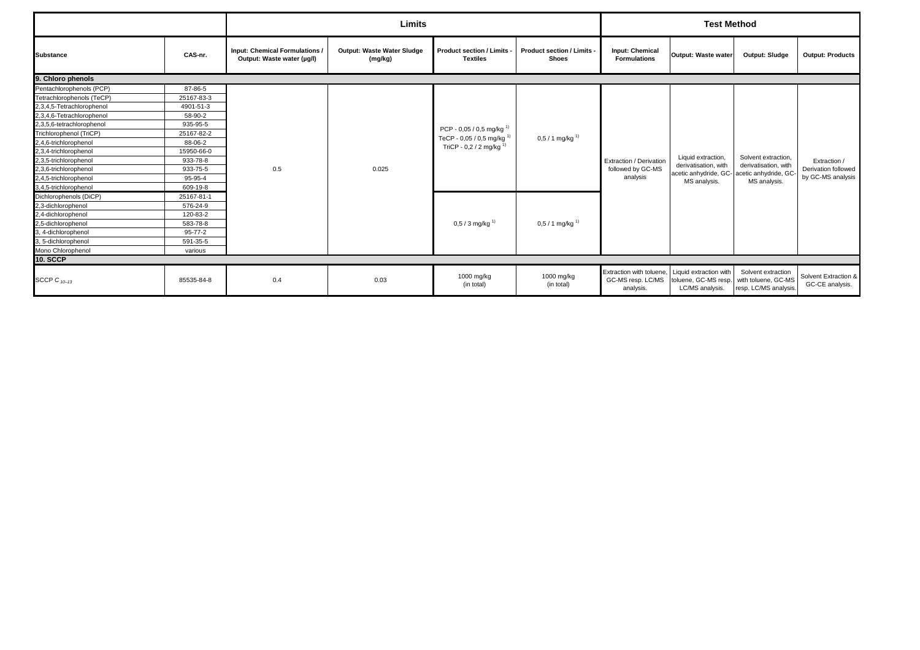| | | Limits | | | | Test Method | | | |
|---|---|---|---|---|---|---|---|---|---|
| **Substance** | **CAS-nr.** | **Input: Chemical Formulations / Output: Waste water (µg/l)** | **Output: Waste Water Sludge (mg/kg)** | **Product section / Limits - Textiles** | **Product section / Limits - Shoes** | **Input: Chemical Formulations** | **Output: Waste water** | **Output: Sludge** | **Output: Products** |
| **9. Chloro phenols** | | | | | | | | | |
| Pentachlorophenols (PCP) | 87-86-5 | 0.5 | 0.025 | PCP - 0,05 / 0,5 mg/kg [1)] TeCP - 0,05 / 0,5 mg/kg [1)] TriCP - 0,2 / 2 mg/kg [1)] | 0,5 / 1 mg/kg [1)] | Extraction / Derivation followed by GC-MS analysis | Liquid extraction, derivatisation, with acetic anhydride, GC-MS analysis. | Solvent extraction, derivatisation, with acetic anhydride, GC-MS analysis. | Extraction / Derivation followed by GC-MS analysis |
| Tetrachlorophenols (TeCP) | 25167-83-3 | | | | | | | | |
| 2,3,4,5-Tetrachlorophenol | 4901-51-3 | | | | | | | | |
| 2,3,4,6-Tetrachlorophenol | 58-90-2 | | | | | | | | |
| 2,3,5,6-tetrachlorophenol | 935-95-5 | | | | | | | | |
| Trichlorophenol (TriCP) | 25167-82-2 | | | | | | | | |
| 2,4,6-trichlorophenol | 88-06-2 | | | | | | | | |
| 2,3,4-trichlorophenol | 15950-66-0 | | | | | | | | |
| 2,3,5-trichlorophenol | 933-78-8 | | | | | | | | |
| 2,3,6-trichlorophenol | 933-75-5 | | | | | | | | |
| 2,4,5-trichlorophenol | 95-95-4 | | | | | | | | |
| 3,4,5-trichlorophenol | 609-19-8 | | | | | | | | |
| Dichlorophenols (DiCP) | 25167-81-1 | | | 0,5 / 3 mg/kg [1)] | 0,5 / 1 mg/kg [1)] | | | | |
| 2,3-dichlorophenol | 576-24-9 | | | | | | | | |
| 2,4-dichlorophenol | 120-83-2 | | | | | | | | |
| 2,5-dichlorophenol | 583-78-8 | | | | | | | | |
| 3, 4-dichlorophenol | 95-77-2 | | | | | | | | |
| 3, 5-dichlorophenol | 591-35-5 | | | | | | | | |
| Mono Chlorophenol | various | | | | | | | | |
| **10. SCCP** | | | | | | | | | |
| SCCP $C_{10\text{–}13}$ | 85535-84-8 | 0.4 | 0.03 | 1000 mg/kg (in total) | 1000 mg/kg (in total) | Extraction with toluene, GC-MS resp. LC/MS analysis. | Liquid extraction with toluene, GC-MS resp. LC/MS analysis. | Solvent extraction with toluene, GC-MS resp. LC/MS analysis. | Solvent Extraction & GC-CE analysis. |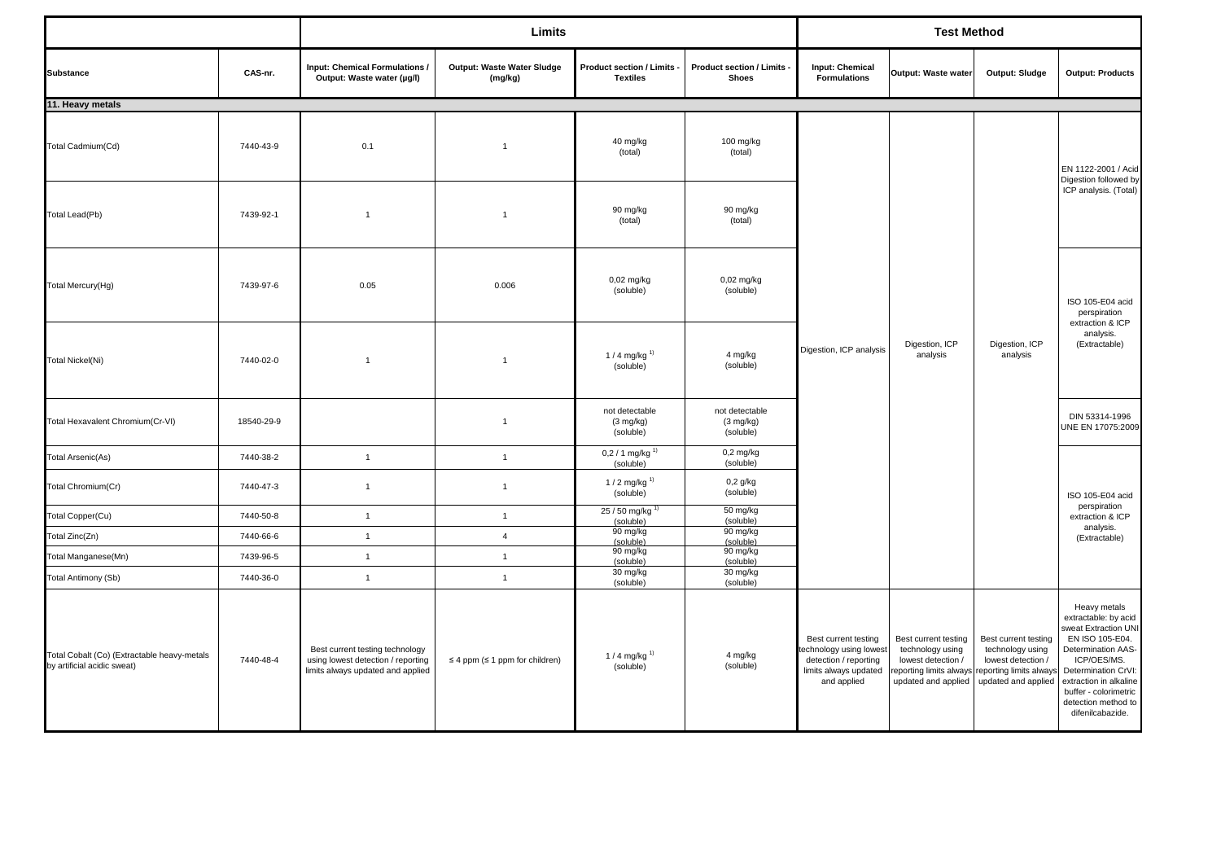| | | Limits | | | | Test Method | | | |
|---|---|---|---|---|---|---|---|---|---|
| **Substance** | **CAS-nr.** | **Input: Chemical Formulations / Output: Waste water (µg/l)** | **Output: Waste Water Sludge (mg/kg)** | **Product section / Limits - Textiles** | **Product section / Limits - Shoes** | **Input: Chemical Formulations** | **Output: Waste water** | **Output: Sludge** | **Output: Products** |
| **11. Heavy metals** | | | | | | | | | |
| Total Cadmium(Cd) | 7440-43-9 | 0.1 | 1 | 40 mg/kg (total) | 100 mg/kg (total) | Digestion, ICP analysis | Digestion, ICP analysis | Digestion, ICP analysis | EN 1122-2001 / Acid Digestion followed by ICP analysis. (Total) |
| Total Lead(Pb) | 7439-92-1 | 1 | 1 | 90 mg/kg (total) | 90 mg/kg (total) | | | | |
| Total Mercury(Hg) | 7439-97-6 | 0.05 | 0.006 | 0,02 mg/kg (soluble) | 0,02 mg/kg (soluble) | | | | ISO 105-E04 acid perspiration extraction & ICP analysis. (Extractable) |
| Total Nickel(Ni) | 7440-02-0 | 1 | 1 | 1 / 4 mg/kg [1] (soluble) | 4 mg/kg (soluble) | | | | |
| Total Hexavalent Chromium(Cr-VI) | 18540-29-9 | | 1 | not detectable (3 mg/kg) (soluble) | not detectable (3 mg/kg) (soluble) | | | | DIN 53314-1996 UNE EN 17075:2009 |
| Total Arsenic(As) | 7440-38-2 | 1 | 1 | 0,2 / 1 mg/kg [1] (soluble) | 0,2 mg/kg (soluble) | | | | ISO 105-E04 acid perspiration extraction & ICP analysis. (Extractable) |
| Total Chromium(Cr) | 7440-47-3 | 1 | 1 | 1 / 2 mg/kg [1] (soluble) | 0,2 g/kg (soluble) | | | | |
| Total Copper(Cu) | 7440-50-8 | 1 | 1 | 25 / 50 mg/kg [1] (soluble) | 50 mg/kg (soluble) | | | | |
| Total Zinc(Zn) | 7440-66-6 | 1 | 4 | 90 mg/kg (soluble) | 90 mg/kg (soluble) | | | | |
| Total Manganese(Mn) | 7439-96-5 | 1 | 1 | 90 mg/kg (soluble) | 90 mg/kg (soluble) | | | | |
| Total Antimony (Sb) | 7440-36-0 | 1 | 1 | 30 mg/kg (soluble) | 30 mg/kg (soluble) | | | | |
| Total Cobalt (Co) (Extractable heavy-metals by artificial acidic sweat) | 7440-48-4 | Best current testing technology using lowest detection / reporting limits always updated and applied | ≤ 4 ppm (≤ 1 ppm for children) | 1 / 4 mg/kg [1] (soluble) | 4 mg/kg (soluble) | Best current testing technology using lowest detection / reporting limits always updated and applied | Best current testing technology using lowest detection / reporting limits always updated and applied | Best current testing technology using lowest detection / reporting limits always updated and applied | Heavy metals extractable: by acid sweat Extraction UNI EN ISO 105-E04. Determination AAS-ICP/OES/MS. Determination CrVI: extraction in alkaline buffer - colorimetric detection method to difenilcabazide. |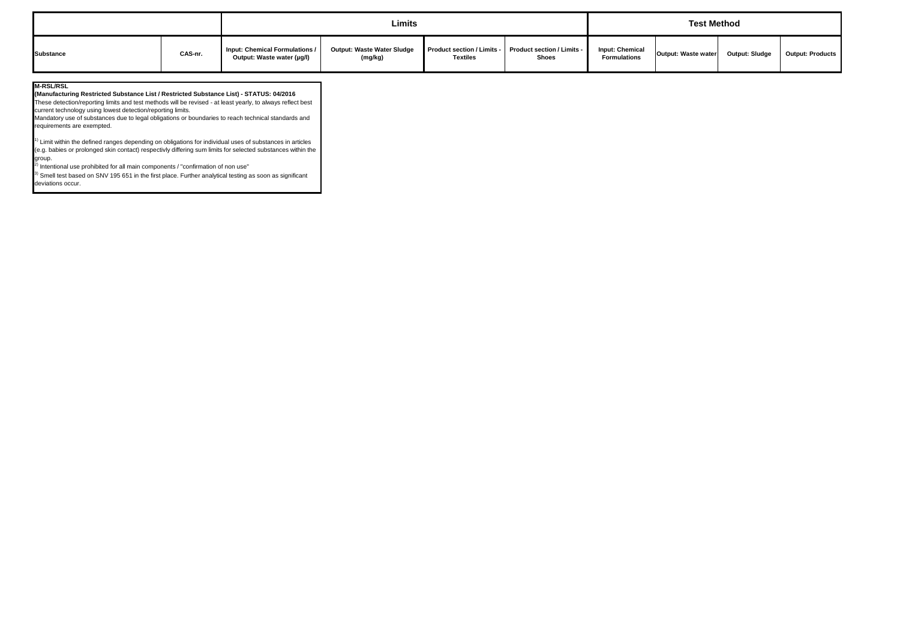| | | Limits | | | | Test Method | | | |
|---|---|---|---|---|---|---|---|---|---|
| Substance | CAS-nr. | Input: Chemical Formulations / Output: Waste water (µg/l) | Output: Waste Water Sludge (mg/kg) | Product section / Limits - Textiles | Product section / Limits - Shoes | Input: Chemical Formulations | Output: Waste water | Output: Sludge | Output: Products |

**M-RSL/RSL**

**(Manufacturing Restricted Substance List / Restricted Substance List) - STATUS: 04/2016**

These detection/reporting limits and test methods will be revised - at least yearly, to always reflect best current technology using lowest detection/reporting limits.

Mandatory use of substances due to legal obligations or boundaries to reach technical standards and requirements are exempted.

[1)] Limit within the defined ranges depending on obligations for individual uses of substances in articles (e.g. babies or prolonged skin contact) respectivly differing sum limits for selected substances within the group.

[2)] Intentional use prohibited for all main components / "confirmation of non use"

[3)] Smell test based on SNV 195 651 in the first place. Further analytical testing as soon as significant deviations occur.